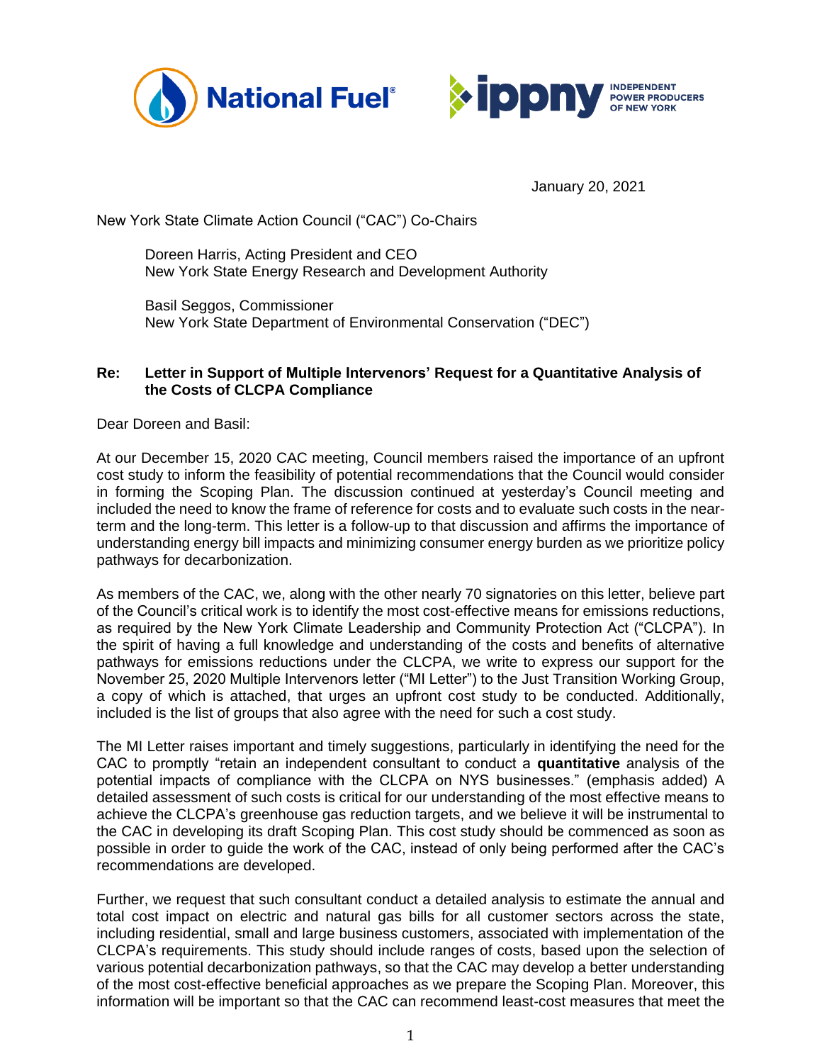January 20, 2021

New York State Climate Action Council ("CAC") Co-Chairs

Doreen Harris, Acting President and CEO
New York State Energy Research and Development Authority

Basil Seggos, Commissioner
New York State Department of Environmental Conservation ("DEC")

**Re: Letter in Support of Multiple Intervenors' Request for a Quantitative Analysis of the Costs of CLCPA Compliance**

Dear Doreen and Basil:

At our December 15, 2020 CAC meeting, Council members raised the importance of an upfront cost study to inform the feasibility of potential recommendations that the Council would consider in forming the Scoping Plan. The discussion continued at yesterday's Council meeting and included the need to know the frame of reference for costs and to evaluate such costs in the near-term and the long-term. This letter is a follow-up to that discussion and affirms the importance of understanding energy bill impacts and minimizing consumer energy burden as we prioritize policy pathways for decarbonization.

As members of the CAC, we, along with the other nearly 70 signatories on this letter, believe part of the Council's critical work is to identify the most cost-effective means for emissions reductions, as required by the New York Climate Leadership and Community Protection Act ("CLCPA"). In the spirit of having a full knowledge and understanding of the costs and benefits of alternative pathways for emissions reductions under the CLCPA, we write to express our support for the November 25, 2020 Multiple Intervenors letter ("MI Letter") to the Just Transition Working Group, a copy of which is attached, that urges an upfront cost study to be conducted. Additionally, included is the list of groups that also agree with the need for such a cost study.

The MI Letter raises important and timely suggestions, particularly in identifying the need for the CAC to promptly "retain an independent consultant to conduct a **quantitative** analysis of the potential impacts of compliance with the CLCPA on NYS businesses." (emphasis added) A detailed assessment of such costs is critical for our understanding of the most effective means to achieve the CLCPA's greenhouse gas reduction targets, and we believe it will be instrumental to the CAC in developing its draft Scoping Plan. This cost study should be commenced as soon as possible in order to guide the work of the CAC, instead of only being performed after the CAC's recommendations are developed.

Further, we request that such consultant conduct a detailed analysis to estimate the annual and total cost impact on electric and natural gas bills for all customer sectors across the state, including residential, small and large business customers, associated with implementation of the CLCPA's requirements. This study should include ranges of costs, based upon the selection of various potential decarbonization pathways, so that the CAC may develop a better understanding of the most cost-effective beneficial approaches as we prepare the Scoping Plan. Moreover, this information will be important so that the CAC can recommend least-cost measures that meet the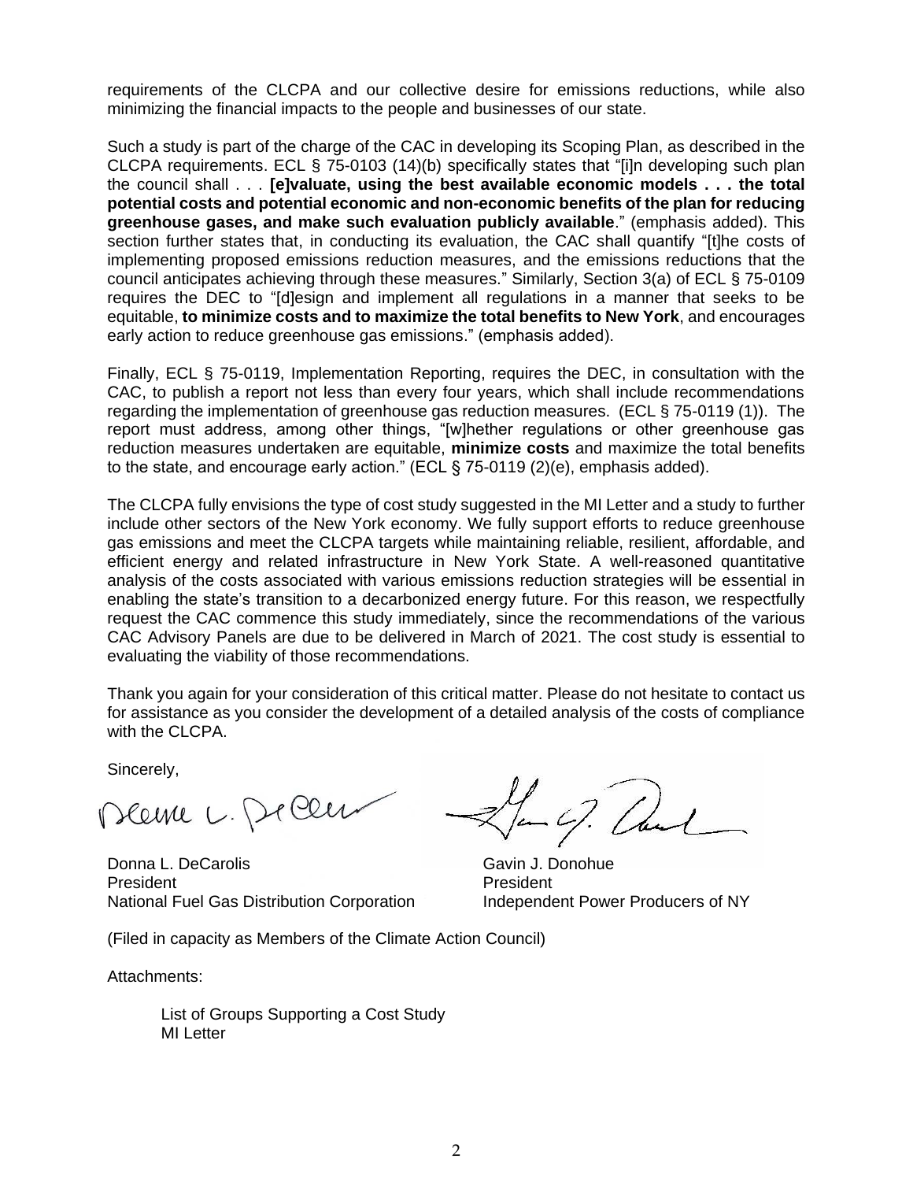requirements of the CLCPA and our collective desire for emissions reductions, while also minimizing the financial impacts to the people and businesses of our state.

Such a study is part of the charge of the CAC in developing its Scoping Plan, as described in the CLCPA requirements. ECL § 75-0103 (14)(b) specifically states that "[i]n developing such plan the council shall . . . **[e]valuate, using the best available economic models . . . the total potential costs and potential economic and non-economic benefits of the plan for reducing greenhouse gases, and make such evaluation publicly available**." (emphasis added). This section further states that, in conducting its evaluation, the CAC shall quantify "[t]he costs of implementing proposed emissions reduction measures, and the emissions reductions that the council anticipates achieving through these measures." Similarly, Section 3(a) of ECL § 75-0109 requires the DEC to "[d]esign and implement all regulations in a manner that seeks to be equitable, **to minimize costs and to maximize the total benefits to New York**, and encourages early action to reduce greenhouse gas emissions." (emphasis added).

Finally, ECL § 75-0119, Implementation Reporting, requires the DEC, in consultation with the CAC, to publish a report not less than every four years, which shall include recommendations regarding the implementation of greenhouse gas reduction measures. (ECL § 75-0119 (1)). The report must address, among other things, "[w]hether regulations or other greenhouse gas reduction measures undertaken are equitable, **minimize costs** and maximize the total benefits to the state, and encourage early action." (ECL § 75-0119 (2)(e), emphasis added).

The CLCPA fully envisions the type of cost study suggested in the MI Letter and a study to further include other sectors of the New York economy. We fully support efforts to reduce greenhouse gas emissions and meet the CLCPA targets while maintaining reliable, resilient, affordable, and efficient energy and related infrastructure in New York State. A well-reasoned quantitative analysis of the costs associated with various emissions reduction strategies will be essential in enabling the state's transition to a decarbonized energy future. For this reason, we respectfully request the CAC commence this study immediately, since the recommendations of the various CAC Advisory Panels are due to be delivered in March of 2021. The cost study is essential to evaluating the viability of those recommendations.

Thank you again for your consideration of this critical matter. Please do not hesitate to contact us for assistance as you consider the development of a detailed analysis of the costs of compliance with the CLCPA.

Sincerely,

Donna L. DeCarolis
President
National Fuel Gas Distribution Corporation

Gavin J. Donohue
President
Independent Power Producers of NY

(Filed in capacity as Members of the Climate Action Council)

Attachments:

List of Groups Supporting a Cost Study
MI Letter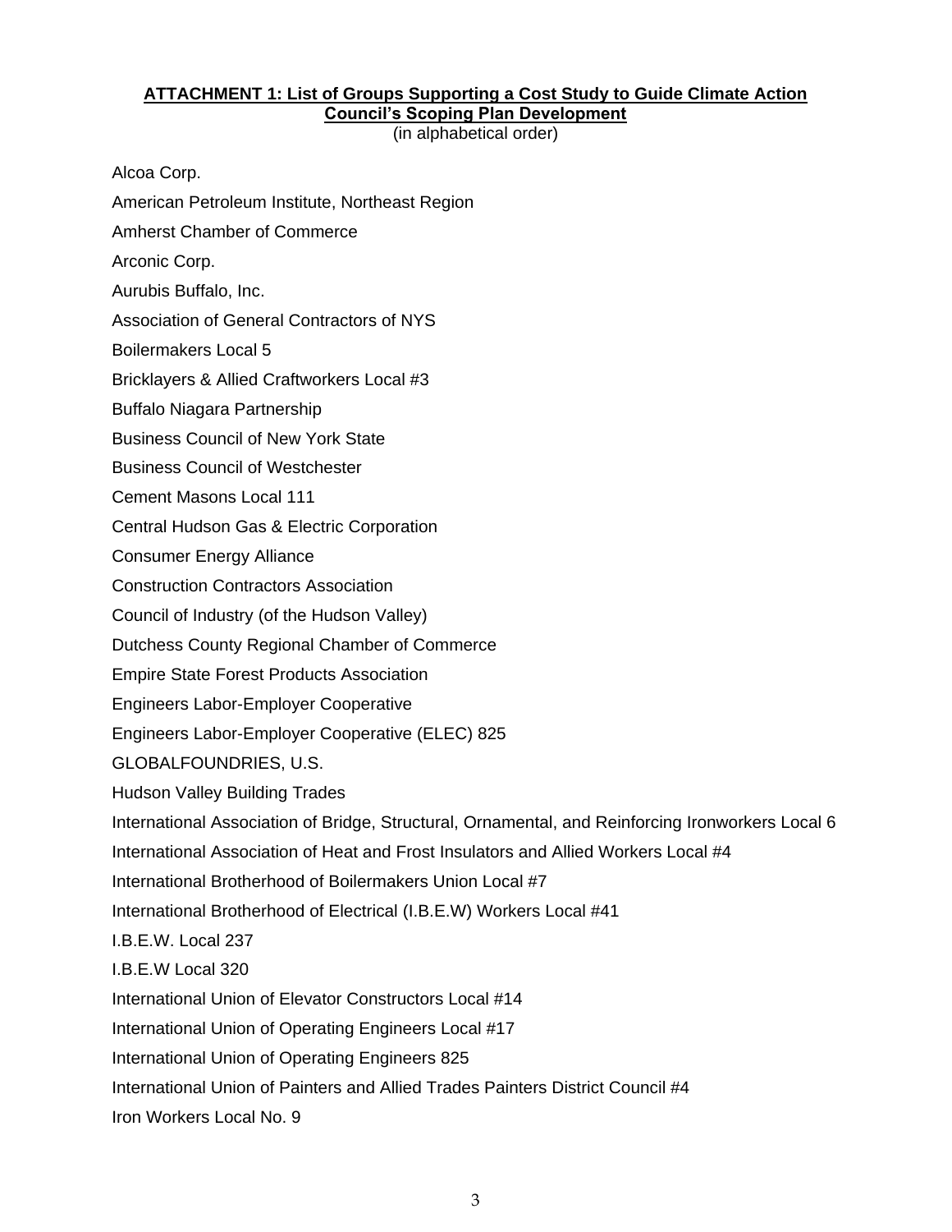**ATTACHMENT 1: List of Groups Supporting a Cost Study to Guide Climate Action Council's Scoping Plan Development**

(in alphabetical order)

Alcoa Corp.

American Petroleum Institute, Northeast Region

Amherst Chamber of Commerce

Arconic Corp.

Aurubis Buffalo, Inc.

Association of General Contractors of NYS

Boilermakers Local 5

Bricklayers & Allied Craftworkers Local #3

Buffalo Niagara Partnership

Business Council of New York State

Business Council of Westchester

Cement Masons Local 111

Central Hudson Gas & Electric Corporation

Consumer Energy Alliance

Construction Contractors Association

Council of Industry (of the Hudson Valley)

Dutchess County Regional Chamber of Commerce

Empire State Forest Products Association

Engineers Labor-Employer Cooperative

Engineers Labor-Employer Cooperative (ELEC) 825

GLOBALFOUNDRIES, U.S.

Hudson Valley Building Trades

International Association of Bridge, Structural, Ornamental, and Reinforcing Ironworkers Local 6

International Association of Heat and Frost Insulators and Allied Workers Local #4

International Brotherhood of Boilermakers Union Local #7

International Brotherhood of Electrical (I.B.E.W) Workers Local #41

I.B.E.W. Local 237

I.B.E.W Local 320

International Union of Elevator Constructors Local #14

International Union of Operating Engineers Local #17

International Union of Operating Engineers 825

International Union of Painters and Allied Trades Painters District Council #4

Iron Workers Local No. 9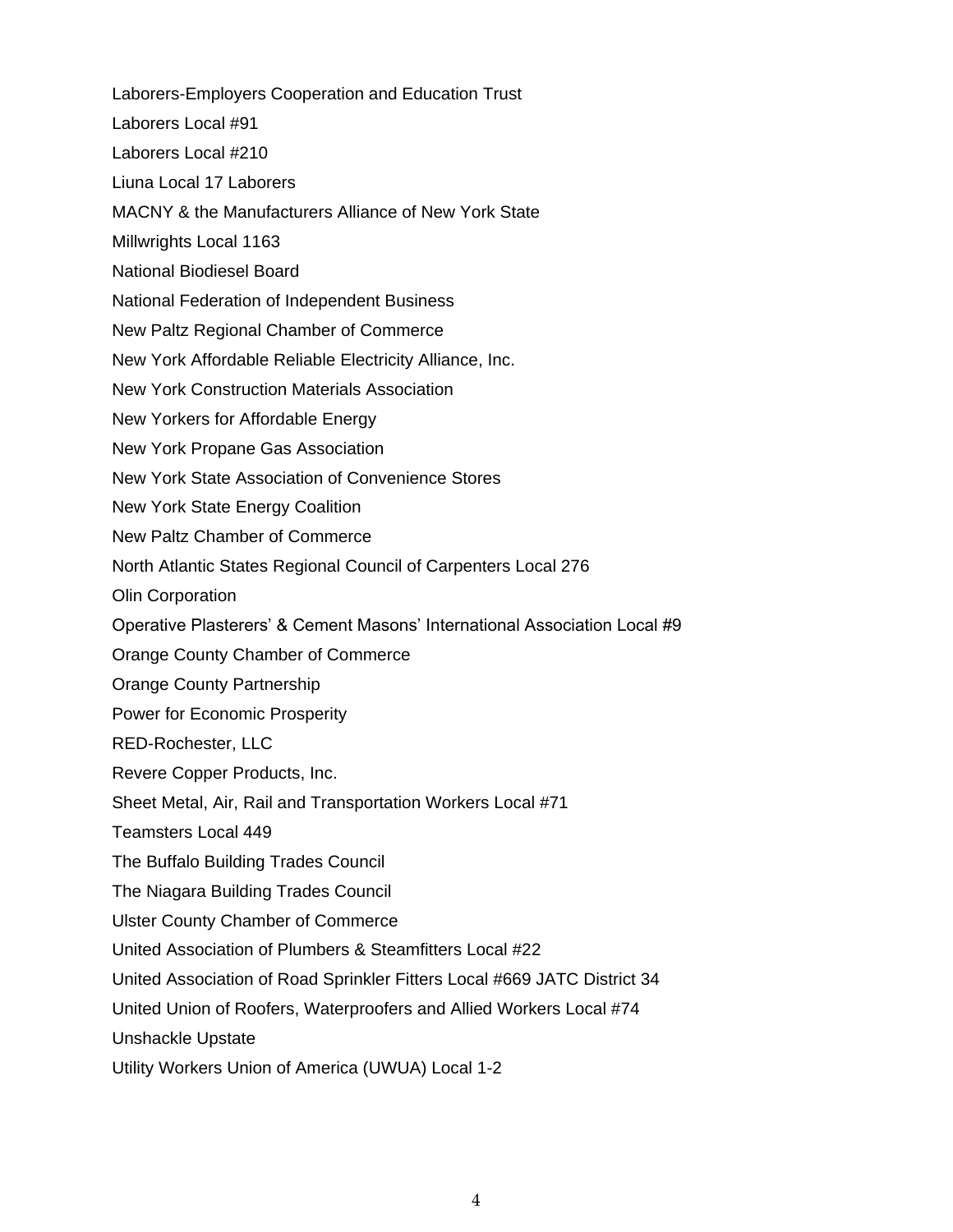Laborers-Employers Cooperation and Education Trust

Laborers Local #91

Laborers Local #210

Liuna Local 17 Laborers

MACNY & the Manufacturers Alliance of New York State

Millwrights Local 1163

National Biodiesel Board

National Federation of Independent Business

New Paltz Regional Chamber of Commerce

New York Affordable Reliable Electricity Alliance, Inc.

New York Construction Materials Association

New Yorkers for Affordable Energy

New York Propane Gas Association

New York State Association of Convenience Stores

New York State Energy Coalition

New Paltz Chamber of Commerce

North Atlantic States Regional Council of Carpenters Local 276

Olin Corporation

Operative Plasterers' & Cement Masons' International Association Local #9

Orange County Chamber of Commerce

Orange County Partnership

Power for Economic Prosperity

RED-Rochester, LLC

Revere Copper Products, Inc.

Sheet Metal, Air, Rail and Transportation Workers Local #71

Teamsters Local 449

The Buffalo Building Trades Council

The Niagara Building Trades Council

Ulster County Chamber of Commerce

United Association of Plumbers & Steamfitters Local #22

United Association of Road Sprinkler Fitters Local #669 JATC District 34

United Union of Roofers, Waterproofers and Allied Workers Local #74

Unshackle Upstate

Utility Workers Union of America (UWUA) Local 1-2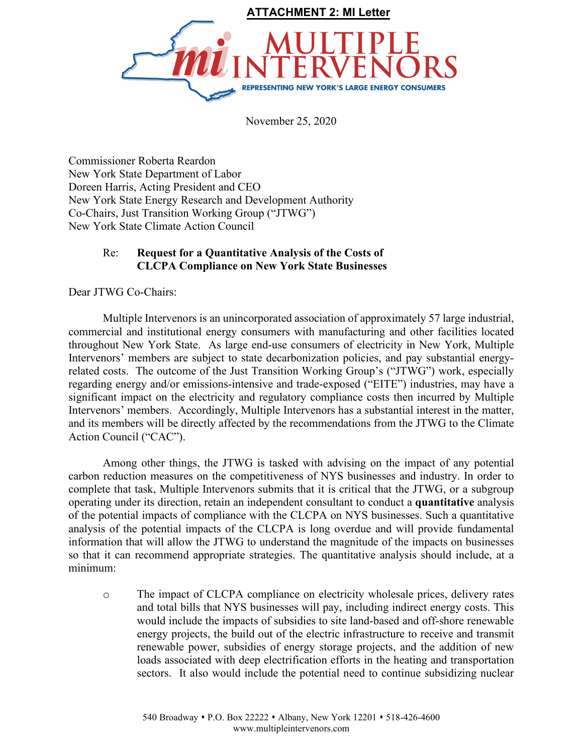**ATTACHMENT 2: MI Letter**

MULTIPLE INTERVENORS

REPRESENTING NEW YORK'S LARGE ENERGY CONSUMERS

November 25, 2020

Commissioner Roberta Reardon
New York State Department of Labor
Doreen Harris, Acting President and CEO
New York State Energy Research and Development Authority
Co-Chairs, Just Transition Working Group ("JTWG")
New York State Climate Action Council

Re: **Request for a Quantitative Analysis of the Costs of CLCPA Compliance on New York State Businesses**

Dear JTWG Co-Chairs:

Multiple Intervenors is an unincorporated association of approximately 57 large industrial, commercial and institutional energy consumers with manufacturing and other facilities located throughout New York State. As large end-use consumers of electricity in New York, Multiple Intervenors' members are subject to state decarbonization policies, and pay substantial energy-related costs. The outcome of the Just Transition Working Group's ("JTWG") work, especially regarding energy and/or emissions-intensive and trade-exposed ("EITE") industries, may have a significant impact on the electricity and regulatory compliance costs then incurred by Multiple Intervenors' members. Accordingly, Multiple Intervenors has a substantial interest in the matter, and its members will be directly affected by the recommendations from the JTWG to the Climate Action Council ("CAC").

Among other things, the JTWG is tasked with advising on the impact of any potential carbon reduction measures on the competitiveness of NYS businesses and industry. In order to complete that task, Multiple Intervenors submits that it is critical that the JTWG, or a subgroup operating under its direction, retain an independent consultant to conduct a **quantitative** analysis of the potential impacts of compliance with the CLCPA on NYS businesses. Such a quantitative analysis of the potential impacts of the CLCPA is long overdue and will provide fundamental information that will allow the JTWG to understand the magnitude of the impacts on businesses so that it can recommend appropriate strategies. The quantitative analysis should include, at a minimum:

- The impact of CLCPA compliance on electricity wholesale prices, delivery rates and total bills that NYS businesses will pay, including indirect energy costs. This would include the impacts of subsidies to site land-based and off-shore renewable energy projects, the build out of the electric infrastructure to receive and transmit renewable power, subsidies of energy storage projects, and the addition of new loads associated with deep electrification efforts in the heating and transportation sectors. It also would include the potential need to continue subsidizing nuclear

540 Broadway • P.O. Box 22222 • Albany, New York 12201 • 518-426-4600
www.multipleintervenors.com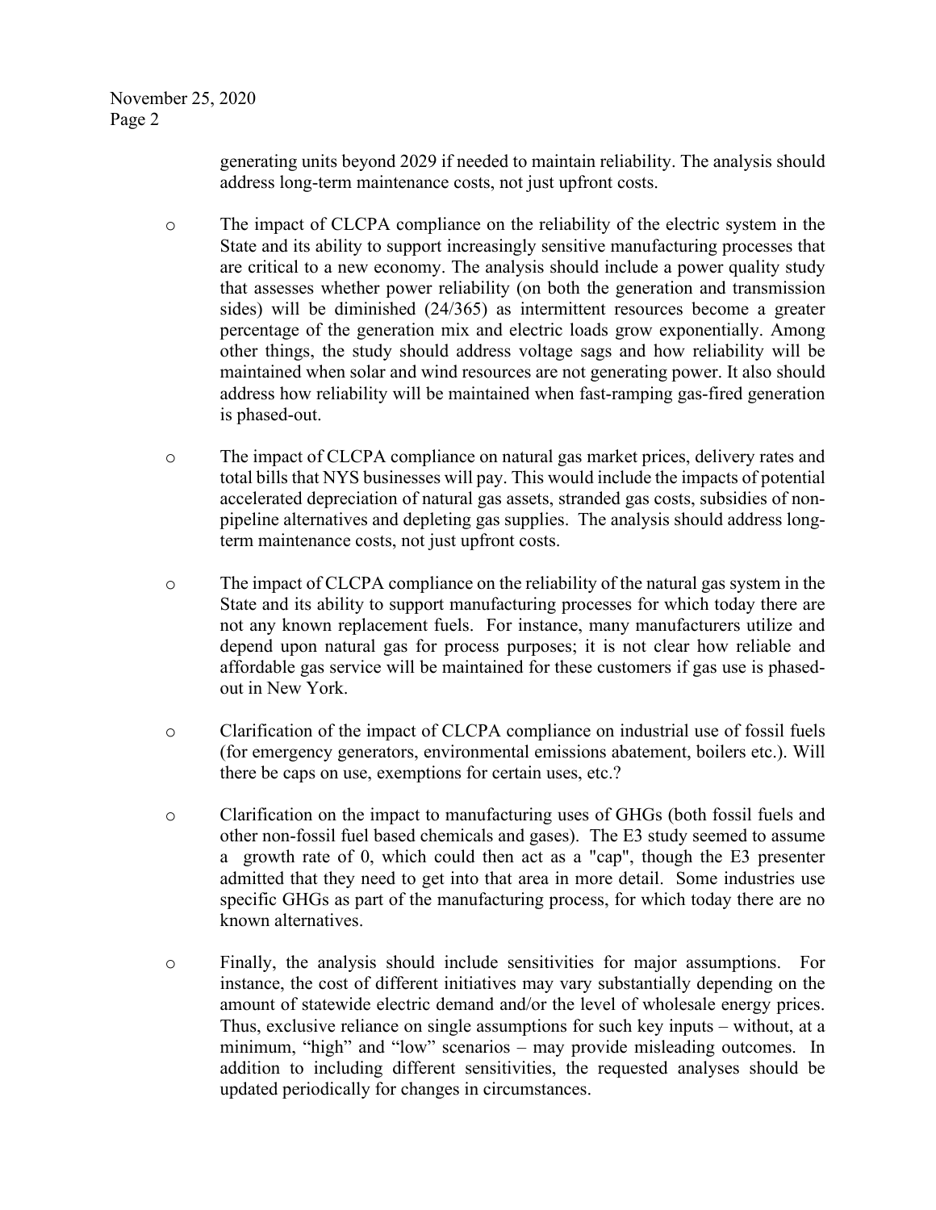generating units beyond 2029 if needed to maintain reliability. The analysis should address long-term maintenance costs, not just upfront costs.

- The impact of CLCPA compliance on the reliability of the electric system in the State and its ability to support increasingly sensitive manufacturing processes that are critical to a new economy. The analysis should include a power quality study that assesses whether power reliability (on both the generation and transmission sides) will be diminished (24/365) as intermittent resources become a greater percentage of the generation mix and electric loads grow exponentially. Among other things, the study should address voltage sags and how reliability will be maintained when solar and wind resources are not generating power. It also should address how reliability will be maintained when fast-ramping gas-fired generation is phased-out.

- The impact of CLCPA compliance on natural gas market prices, delivery rates and total bills that NYS businesses will pay. This would include the impacts of potential accelerated depreciation of natural gas assets, stranded gas costs, subsidies of non-pipeline alternatives and depleting gas supplies. The analysis should address long-term maintenance costs, not just upfront costs.

- The impact of CLCPA compliance on the reliability of the natural gas system in the State and its ability to support manufacturing processes for which today there are not any known replacement fuels. For instance, many manufacturers utilize and depend upon natural gas for process purposes; it is not clear how reliable and affordable gas service will be maintained for these customers if gas use is phased-out in New York.

- Clarification of the impact of CLCPA compliance on industrial use of fossil fuels (for emergency generators, environmental emissions abatement, boilers etc.). Will there be caps on use, exemptions for certain uses, etc.?

- Clarification on the impact to manufacturing uses of GHGs (both fossil fuels and other non-fossil fuel based chemicals and gases). The E3 study seemed to assume a growth rate of 0, which could then act as a "cap", though the E3 presenter admitted that they need to get into that area in more detail. Some industries use specific GHGs as part of the manufacturing process, for which today there are no known alternatives.

- Finally, the analysis should include sensitivities for major assumptions. For instance, the cost of different initiatives may vary substantially depending on the amount of statewide electric demand and/or the level of wholesale energy prices. Thus, exclusive reliance on single assumptions for such key inputs – without, at a minimum, "high" and "low" scenarios – may provide misleading outcomes. In addition to including different sensitivities, the requested analyses should be updated periodically for changes in circumstances.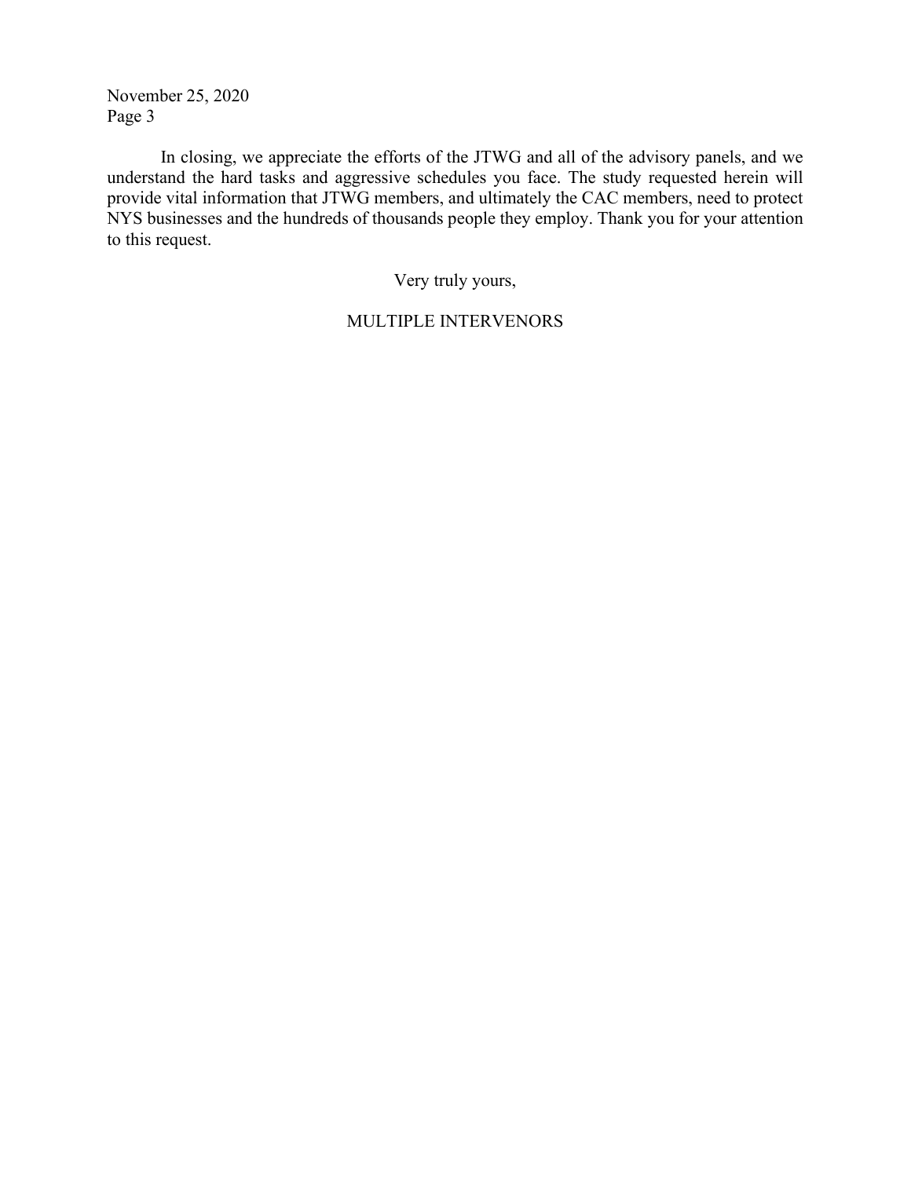In closing, we appreciate the efforts of the JTWG and all of the advisory panels, and we understand the hard tasks and aggressive schedules you face. The study requested herein will provide vital information that JTWG members, and ultimately the CAC members, need to protect NYS businesses and the hundreds of thousands people they employ. Thank you for your attention to this request.

Very truly yours,

MULTIPLE INTERVENORS